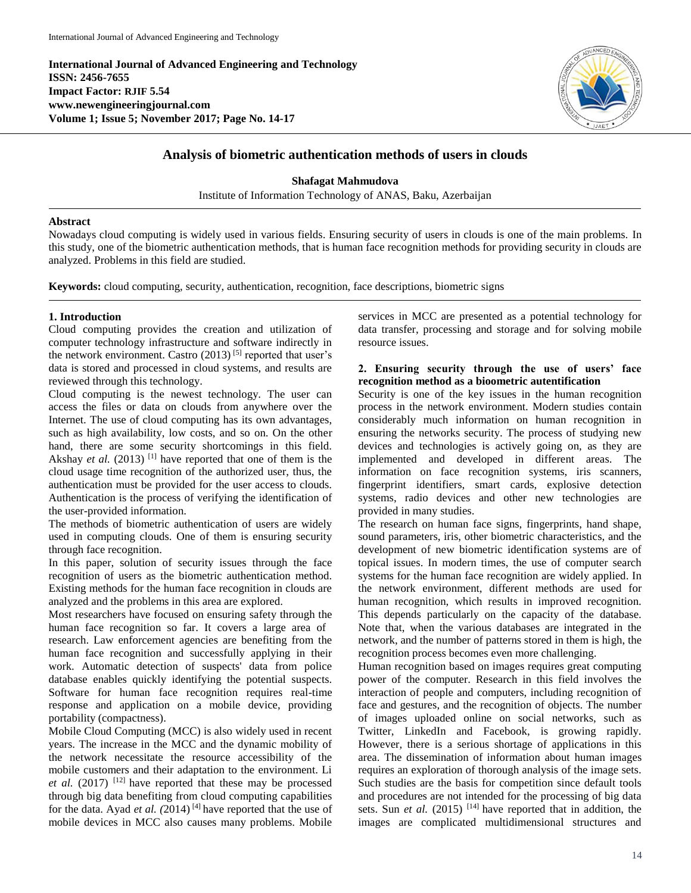**International Journal of Advanced Engineering and Technology**
**ISSN: 2456-7655**
**Impact Factor: RJIF 5.54**
**www.newengineeringjournal.com**
**Volume 1; Issue 5; November 2017; Page No. 14-17**

# Analysis of biometric authentication methods of users in clouds

**Shafagat Mahmudova**

Institute of Information Technology of ANAS, Baku, Azerbaijan

**Abstract**

Nowadays cloud computing is widely used in various fields. Ensuring security of users in clouds is one of the main problems. In this study, one of the biometric authentication methods, that is human face recognition methods for providing security in clouds are analyzed. Problems in this field are studied.

**Keywords:** cloud computing, security, authentication, recognition, face descriptions, biometric signs

## 1. Introduction

Cloud computing provides the creation and utilization of computer technology infrastructure and software indirectly in the network environment. Castro (2013) [5] reported that user's data is stored and processed in cloud systems, and results are reviewed through this technology.

Cloud computing is the newest technology. The user can access the files or data on clouds from anywhere over the Internet. The use of cloud computing has its own advantages, such as high availability, low costs, and so on. On the other hand, there are some security shortcomings in this field. Akshay *et al.* (2013) [1] have reported that one of them is the cloud usage time recognition of the authorized user, thus, the authentication must be provided for the user access to clouds. Authentication is the process of verifying the identification of the user-provided information.

The methods of biometric authentication of users are widely used in computing clouds. One of them is ensuring security through face recognition.

In this paper, solution of security issues through the face recognition of users as the biometric authentication method. Existing methods for the human face recognition in clouds are analyzed and the problems in this area are explored.

Most researchers have focused on ensuring safety through the human face recognition so far. It covers a large area of research. Law enforcement agencies are benefiting from the human face recognition and successfully applying in their work. Automatic detection of suspects' data from police database enables quickly identifying the potential suspects. Software for human face recognition requires real-time response and application on a mobile device, providing portability (compactness).

Mobile Cloud Computing (MCC) is also widely used in recent years. The increase in the MCC and the dynamic mobility of the network necessitate the resource accessibility of the mobile customers and their adaptation to the environment. Li *et al.* (2017) [12] have reported that these may be processed through big data benefiting from cloud computing capabilities for the data. Ayad *et al.* (2014) [4] have reported that the use of mobile devices in MCC also causes many problems. Mobile services in MCC are presented as a potential technology for data transfer, processing and storage and for solving mobile resource issues.

## 2. Ensuring security through the use of users' face recognition method as a bioometric autentification

Security is one of the key issues in the human recognition process in the network environment. Modern studies contain considerably much information on human recognition in ensuring the networks security. The process of studying new devices and technologies is actively going on, as they are implemented and developed in different areas. The information on face recognition systems, iris scanners, fingerprint identifiers, smart cards, explosive detection systems, radio devices and other new technologies are provided in many studies.

The research on human face signs, fingerprints, hand shape, sound parameters, iris, other biometric characteristics, and the development of new biometric identification systems are of topical issues. In modern times, the use of computer search systems for the human face recognition are widely applied. In the network environment, different methods are used for human recognition, which results in improved recognition. This depends particularly on the capacity of the database. Note that, when the various databases are integrated in the network, and the number of patterns stored in them is high, the recognition process becomes even more challenging.

Human recognition based on images requires great computing power of the computer. Research in this field involves the interaction of people and computers, including recognition of face and gestures, and the recognition of objects. The number of images uploaded online on social networks, such as Twitter, LinkedIn and Facebook, is growing rapidly. However, there is a serious shortage of applications in this area. The dissemination of information about human images requires an exploration of thorough analysis of the image sets. Such studies are the basis for competition since default tools and procedures are not intended for the processing of big data sets. Sun *et al.* (2015) [14] have reported that in addition, the images are complicated multidimensional structures and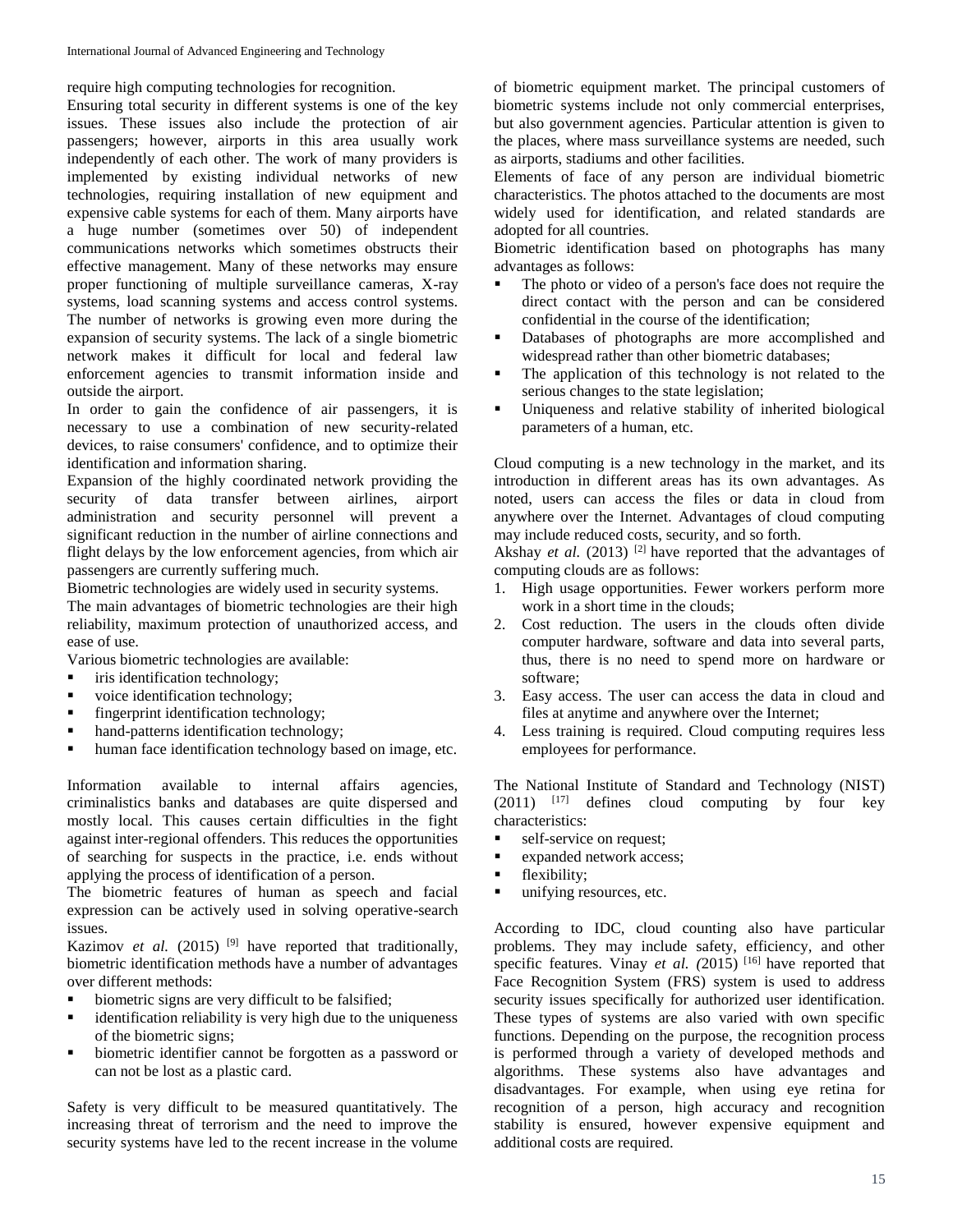require high computing technologies for recognition.

Ensuring total security in different systems is one of the key issues. These issues also include the protection of air passengers; however, airports in this area usually work independently of each other. The work of many providers is implemented by existing individual networks of new technologies, requiring installation of new equipment and expensive cable systems for each of them. Many airports have a huge number (sometimes over 50) of independent communications networks which sometimes obstructs their effective management. Many of these networks may ensure proper functioning of multiple surveillance cameras, X-ray systems, load scanning systems and access control systems. The number of networks is growing even more during the expansion of security systems. The lack of a single biometric network makes it difficult for local and federal law enforcement agencies to transmit information inside and outside the airport.

In order to gain the confidence of air passengers, it is necessary to use a combination of new security-related devices, to raise consumers' confidence, and to optimize their identification and information sharing.

Expansion of the highly coordinated network providing the security of data transfer between airlines, airport administration and security personnel will prevent a significant reduction in the number of airline connections and flight delays by the low enforcement agencies, from which air passengers are currently suffering much.

Biometric technologies are widely used in security systems.

The main advantages of biometric technologies are their high reliability, maximum protection of unauthorized access, and ease of use.

Various biometric technologies are available:

- iris identification technology;
- voice identification technology;
- fingerprint identification technology;
- hand-patterns identification technology;
- human face identification technology based on image, etc.

Information available to internal affairs agencies, criminalistics banks and databases are quite dispersed and mostly local. This causes certain difficulties in the fight against inter-regional offenders. This reduces the opportunities of searching for suspects in the practice, i.e. ends without applying the process of identification of a person.

The biometric features of human as speech and facial expression can be actively used in solving operative-search issues.

Kazimov *et al.* (2015) [9] have reported that traditionally, biometric identification methods have a number of advantages over different methods:

- biometric signs are very difficult to be falsified;
- identification reliability is very high due to the uniqueness of the biometric signs;
- biometric identifier cannot be forgotten as a password or can not be lost as a plastic card.

Safety is very difficult to be measured quantitatively. The increasing threat of terrorism and the need to improve the security systems have led to the recent increase in the volume of biometric equipment market. The principal customers of biometric systems include not only commercial enterprises, but also government agencies. Particular attention is given to the places, where mass surveillance systems are needed, such as airports, stadiums and other facilities.

Elements of face of any person are individual biometric characteristics. The photos attached to the documents are most widely used for identification, and related standards are adopted for all countries.

Biometric identification based on photographs has many advantages as follows:

- The photo or video of a person's face does not require the direct contact with the person and can be considered confidential in the course of the identification;
- Databases of photographs are more accomplished and widespread rather than other biometric databases;
- The application of this technology is not related to the serious changes to the state legislation;
- Uniqueness and relative stability of inherited biological parameters of a human, etc.

Cloud computing is a new technology in the market, and its introduction in different areas has its own advantages. As noted, users can access the files or data in cloud from anywhere over the Internet. Advantages of cloud computing may include reduced costs, security, and so forth.

Akshay *et al.* (2013) [2] have reported that the advantages of computing clouds are as follows:

1. High usage opportunities. Fewer workers perform more work in a short time in the clouds;
2. Cost reduction. The users in the clouds often divide computer hardware, software and data into several parts, thus, there is no need to spend more on hardware or software;
3. Easy access. The user can access the data in cloud and files at anytime and anywhere over the Internet;
4. Less training is required. Cloud computing requires less employees for performance.

The National Institute of Standard and Technology (NIST) (2011) [17] defines cloud computing by four key characteristics:

- self-service on request;
- expanded network access;
- flexibility;
- unifying resources, etc.

According to IDC, cloud counting also have particular problems. They may include safety, efficiency, and other specific features. Vinay *et al.* (2015) [16] have reported that Face Recognition System (FRS) system is used to address security issues specifically for authorized user identification. These types of systems are also varied with own specific functions. Depending on the purpose, the recognition process is performed through a variety of developed methods and algorithms. These systems also have advantages and disadvantages. For example, when using eye retina for recognition of a person, high accuracy and recognition stability is ensured, however expensive equipment and additional costs are required.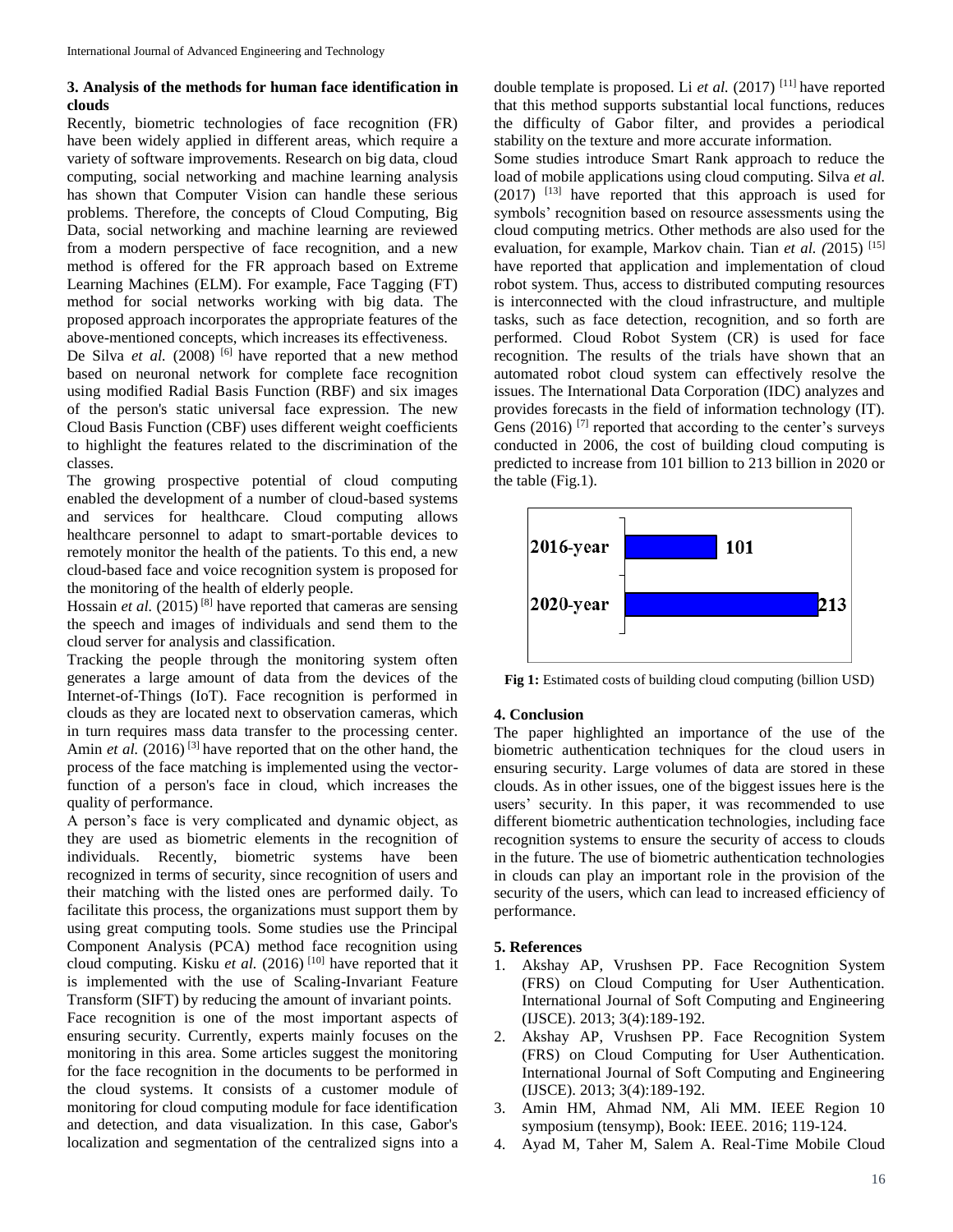### 3. Analysis of the methods for human face identification in clouds

Recently, biometric technologies of face recognition (FR) have been widely applied in different areas, which require a variety of software improvements. Research on big data, cloud computing, social networking and machine learning analysis has shown that Computer Vision can handle these serious problems. Therefore, the concepts of Cloud Computing, Big Data, social networking and machine learning are reviewed from a modern perspective of face recognition, and a new method is offered for the FR approach based on Extreme Learning Machines (ELM). For example, Face Tagging (FT) method for social networks working with big data. The proposed approach incorporates the appropriate features of the above-mentioned concepts, which increases its effectiveness.

De Silva *et al.* (2008) [6] have reported that a new method based on neuronal network for complete face recognition using modified Radial Basis Function (RBF) and six images of the person's static universal face expression. The new Cloud Basis Function (CBF) uses different weight coefficients to highlight the features related to the discrimination of the classes.

The growing prospective potential of cloud computing enabled the development of a number of cloud-based systems and services for healthcare. Cloud computing allows healthcare personnel to adapt to smart-portable devices to remotely monitor the health of the patients. To this end, a new cloud-based face and voice recognition system is proposed for the monitoring of the health of elderly people.

Hossain *et al.* (2015) [8] have reported that cameras are sensing the speech and images of individuals and send them to the cloud server for analysis and classification.

Tracking the people through the monitoring system often generates a large amount of data from the devices of the Internet-of-Things (IoT). Face recognition is performed in clouds as they are located next to observation cameras, which in turn requires mass data transfer to the processing center. Amin *et al.* (2016) [3] have reported that on the other hand, the process of the face matching is implemented using the vector-function of a person's face in cloud, which increases the quality of performance.

A person's face is very complicated and dynamic object, as they are used as biometric elements in the recognition of individuals. Recently, biometric systems have been recognized in terms of security, since recognition of users and their matching with the listed ones are performed daily. To facilitate this process, the organizations must support them by using great computing tools. Some studies use the Principal Component Analysis (PCA) method face recognition using cloud computing. Kisku *et al.* (2016) [10] have reported that it is implemented with the use of Scaling-Invariant Feature Transform (SIFT) by reducing the amount of invariant points.

Face recognition is one of the most important aspects of ensuring security. Currently, experts mainly focuses on the monitoring in this area. Some articles suggest the monitoring for the face recognition in the documents to be performed in the cloud systems. It consists of a customer module of monitoring for cloud computing module for face identification and detection, and data visualization. In this case, Gabor's localization and segmentation of the centralized signs into a double template is proposed. Li *et al.* (2017) [11] have reported that this method supports substantial local functions, reduces the difficulty of Gabor filter, and provides a periodical stability on the texture and more accurate information.

Some studies introduce Smart Rank approach to reduce the load of mobile applications using cloud computing. Silva *et al.* (2017) [13] have reported that this approach is used for symbols' recognition based on resource assessments using the cloud computing metrics. Other methods are also used for the evaluation, for example, Markov chain. Tian *et al.* (2015) [15] have reported that application and implementation of cloud robot system. Thus, access to distributed computing resources is interconnected with the cloud infrastructure, and multiple tasks, such as face detection, recognition, and so forth are performed. Cloud Robot System (CR) is used for face recognition. The results of the trials have shown that an automated robot cloud system can effectively resolve the issues. The International Data Corporation (IDC) analyzes and provides forecasts in the field of information technology (IT). Gens (2016) [7] reported that according to the center's surveys conducted in 2006, the cost of building cloud computing is predicted to increase from 101 billion to 213 billion in 2020 or the table (Fig.1).

| Year | Cost |
|---|---|
| 2016-year | 101 |
| 2020-year | 213 |

**Fig 1:** Estimated costs of building cloud computing (billion USD)

### 4. Conclusion

The paper highlighted an importance of the use of the biometric authentication techniques for the cloud users in ensuring security. Large volumes of data are stored in these clouds. As in other issues, one of the biggest issues here is the users' security. In this paper, it was recommended to use different biometric authentication technologies, including face recognition systems to ensure the security of access to clouds in the future. The use of biometric authentication technologies in clouds can play an important role in the provision of the security of the users, which can lead to increased efficiency of performance.

### 5. References

1. Akshay AP, Vrushsen PP. Face Recognition System (FRS) on Cloud Computing for User Authentication. International Journal of Soft Computing and Engineering (IJSCE). 2013; 3(4):189-192.
2. Akshay AP, Vrushsen PP. Face Recognition System (FRS) on Cloud Computing for User Authentication. International Journal of Soft Computing and Engineering (IJSCE). 2013; 3(4):189-192.
3. Amin HM, Ahmad NM, Ali MM. IEEE Region 10 symposium (tensymp), Book: IEEE. 2016; 119-124.
4. Ayad M, Taher M, Salem A. Real-Time Mobile Cloud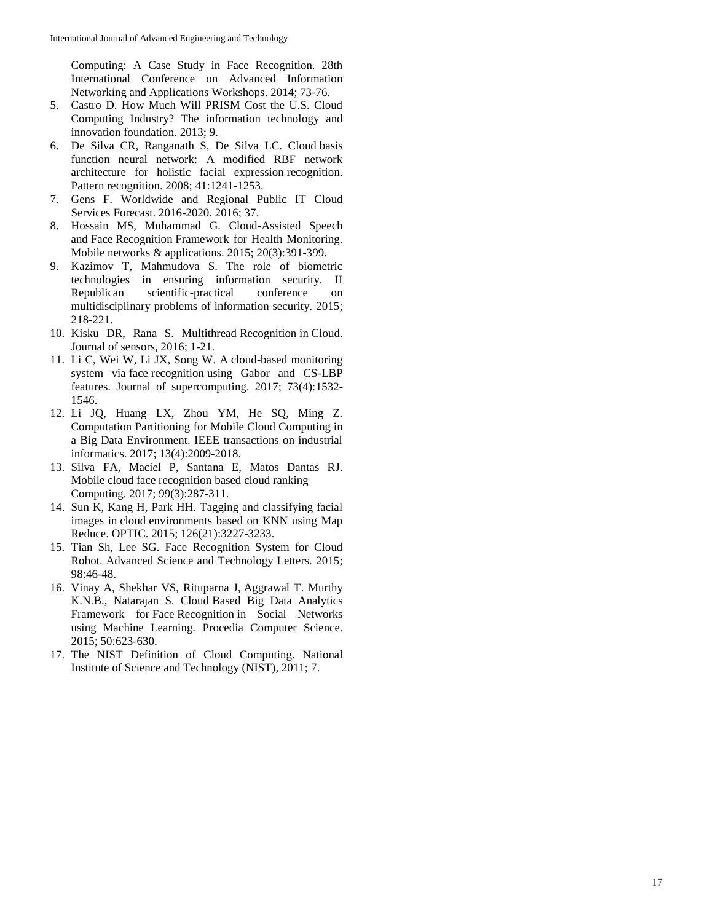Computing: A Case Study in Face Recognition. 28th International Conference on Advanced Information Networking and Applications Workshops. 2014; 73-76.

5. Castro D. How Much Will PRISM Cost the U.S. Cloud Computing Industry? The information technology and innovation foundation. 2013; 9.
6. De Silva CR, Ranganath S, De Silva LC. Cloud basis function neural network: A modified RBF network architecture for holistic facial expression recognition. Pattern recognition. 2008; 41:1241-1253.
7. Gens F. Worldwide and Regional Public IT Cloud Services Forecast. 2016-2020. 2016; 37.
8. Hossain MS, Muhammad G. Cloud-Assisted Speech and Face Recognition Framework for Health Monitoring. Mobile networks & applications. 2015; 20(3):391-399.
9. Kazimov T, Mahmudova S. The role of biometric technologies in ensuring information security. II Republican scientific-practical conference on multidisciplinary problems of information security. 2015; 218-221.
10. Kisku DR, Rana S. Multithread Recognition in Cloud. Journal of sensors, 2016; 1-21.
11. Li C, Wei W, Li JX, Song W. A cloud-based monitoring system via face recognition using Gabor and CS-LBP features. Journal of supercomputing. 2017; 73(4):1532-1546.
12. Li JQ, Huang LX, Zhou YM, He SQ, Ming Z. Computation Partitioning for Mobile Cloud Computing in a Big Data Environment. IEEE transactions on industrial informatics. 2017; 13(4):2009-2018.
13. Silva FA, Maciel P, Santana E, Matos Dantas RJ. Mobile cloud face recognition based cloud ranking Computing. 2017; 99(3):287-311.
14. Sun K, Kang H, Park HH. Tagging and classifying facial images in cloud environments based on KNN using Map Reduce. OPTIC. 2015; 126(21):3227-3233.
15. Tian Sh, Lee SG. Face Recognition System for Cloud Robot. Advanced Science and Technology Letters. 2015; 98:46-48.
16. Vinay A, Shekhar VS, Rituparna J, Aggrawal T. Murthy K.N.B., Natarajan S. Cloud Based Big Data Analytics Framework for Face Recognition in Social Networks using Machine Learning. Procedia Computer Science. 2015; 50:623-630.
17. The NIST Definition of Cloud Computing. National Institute of Science and Technology (NIST), 2011; 7.